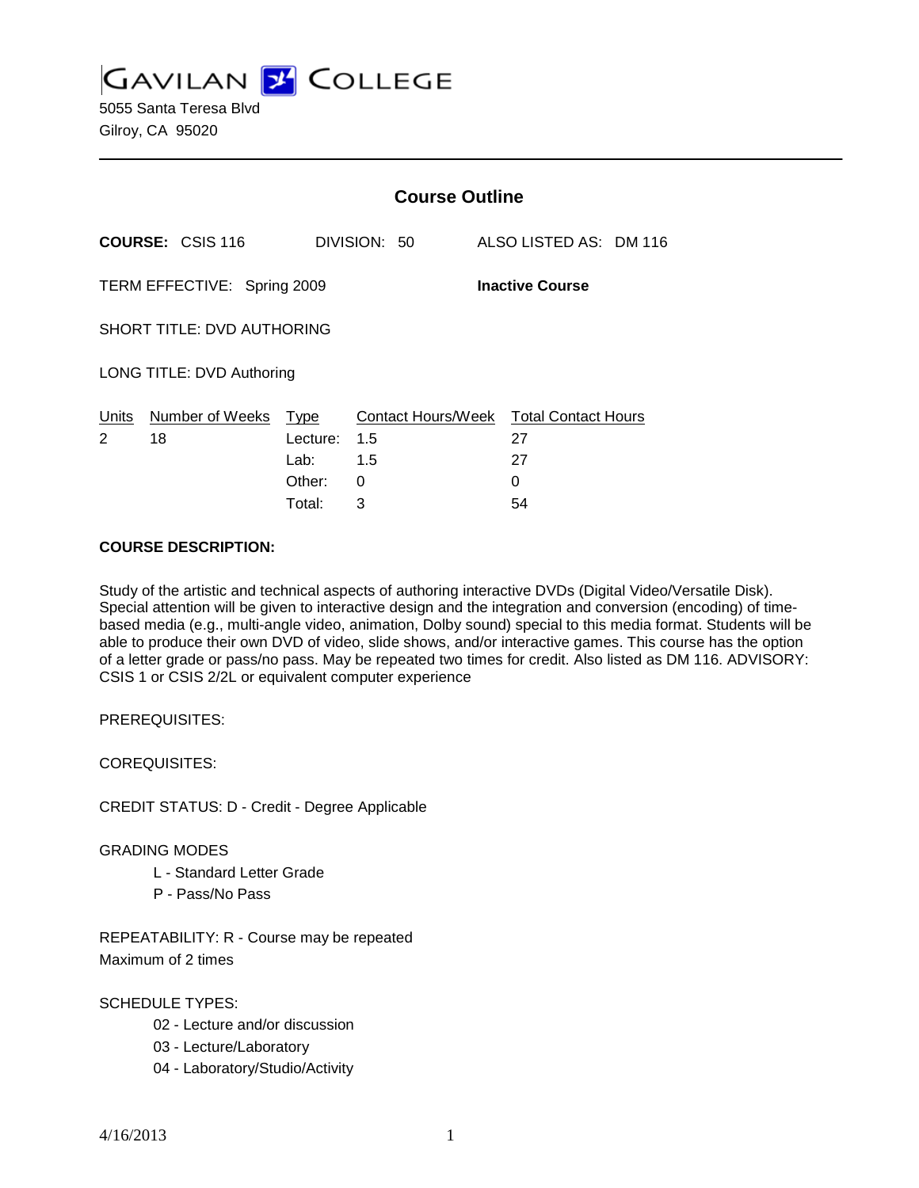# GAVILAN COLLEGE

5055 Santa Teresa Blvd
Gilroy, CA 95020

## Course Outline

**COURSE:** CSIS 116 DIVISION: 50 ALSO LISTED AS: DM 116

TERM EFFECTIVE: Spring 2009 **Inactive Course**

SHORT TITLE: DVD AUTHORING

LONG TITLE: DVD Authoring

| Units | Number of Weeks | Type | Contact Hours/Week | Total Contact Hours |
|---|---|---|---|---|
| 2 | 18 | Lecture: | 1.5 | 27 |
| | | Lab: | 1.5 | 27 |
| | | Other: | 0 | 0 |
| | | Total: | 3 | 54 |

**COURSE DESCRIPTION:**

Study of the artistic and technical aspects of authoring interactive DVDs (Digital Video/Versatile Disk). Special attention will be given to interactive design and the integration and conversion (encoding) of time-based media (e.g., multi-angle video, animation, Dolby sound) special to this media format. Students will be able to produce their own DVD of video, slide shows, and/or interactive games. This course has the option of a letter grade or pass/no pass. May be repeated two times for credit. Also listed as DM 116. ADVISORY: CSIS 1 or CSIS 2/2L or equivalent computer experience

PREREQUISITES:

COREQUISITES:

CREDIT STATUS: D - Credit - Degree Applicable

GRADING MODES

- L - Standard Letter Grade
- P - Pass/No Pass

REPEATABILITY: R - Course may be repeated
Maximum of 2 times

SCHEDULE TYPES:

- 02 - Lecture and/or discussion
- 03 - Lecture/Laboratory
- 04 - Laboratory/Studio/Activity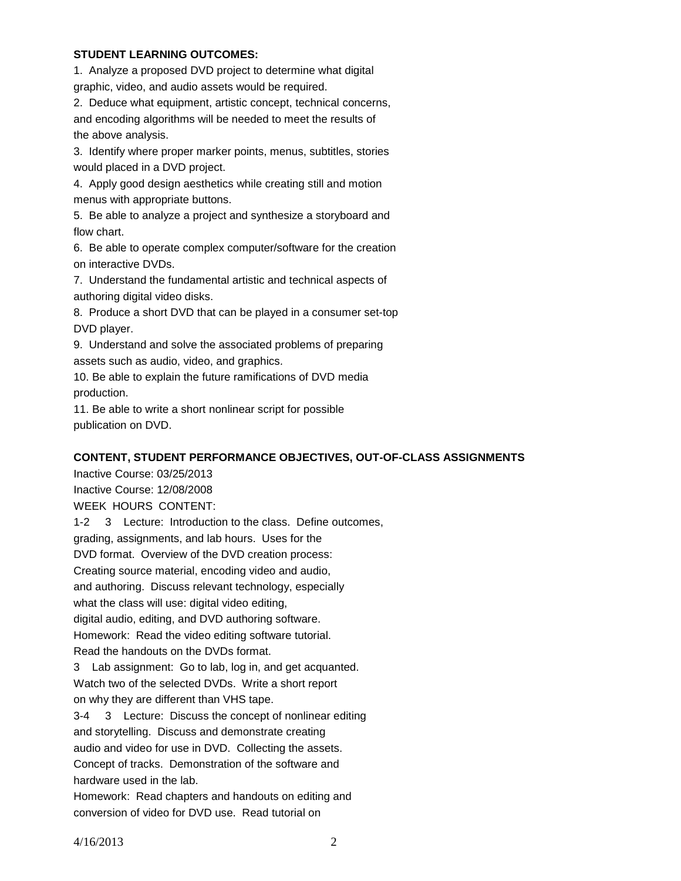**STUDENT LEARNING OUTCOMES:**

1. Analyze a proposed DVD project to determine what digital graphic, video, and audio assets would be required.
2. Deduce what equipment, artistic concept, technical concerns, and encoding algorithms will be needed to meet the results of the above analysis.
3. Identify where proper marker points, menus, subtitles, stories would placed in a DVD project.
4. Apply good design aesthetics while creating still and motion menus with appropriate buttons.
5. Be able to analyze a project and synthesize a storyboard and flow chart.
6. Be able to operate complex computer/software for the creation on interactive DVDs.
7. Understand the fundamental artistic and technical aspects of authoring digital video disks.
8. Produce a short DVD that can be played in a consumer set-top DVD player.
9. Understand and solve the associated problems of preparing assets such as audio, video, and graphics.
10. Be able to explain the future ramifications of DVD media production.
11. Be able to write a short nonlinear script for possible publication on DVD.

**CONTENT, STUDENT PERFORMANCE OBJECTIVES, OUT-OF-CLASS ASSIGNMENTS**

Inactive Course: 03/25/2013

Inactive Course: 12/08/2008

WEEK HOURS CONTENT:

1-2 3 Lecture: Introduction to the class. Define outcomes, grading, assignments, and lab hours. Uses for the DVD format. Overview of the DVD creation process: Creating source material, encoding video and audio, and authoring. Discuss relevant technology, especially what the class will use: digital video editing, digital audio, editing, and DVD authoring software.

Homework: Read the video editing software tutorial. Read the handouts on the DVDs format.

3 Lab assignment: Go to lab, log in, and get acquanted. Watch two of the selected DVDs. Write a short report on why they are different than VHS tape.

3-4 3 Lecture: Discuss the concept of nonlinear editing and storytelling. Discuss and demonstrate creating audio and video for use in DVD. Collecting the assets. Concept of tracks. Demonstration of the software and hardware used in the lab.

Homework: Read chapters and handouts on editing and conversion of video for DVD use. Read tutorial on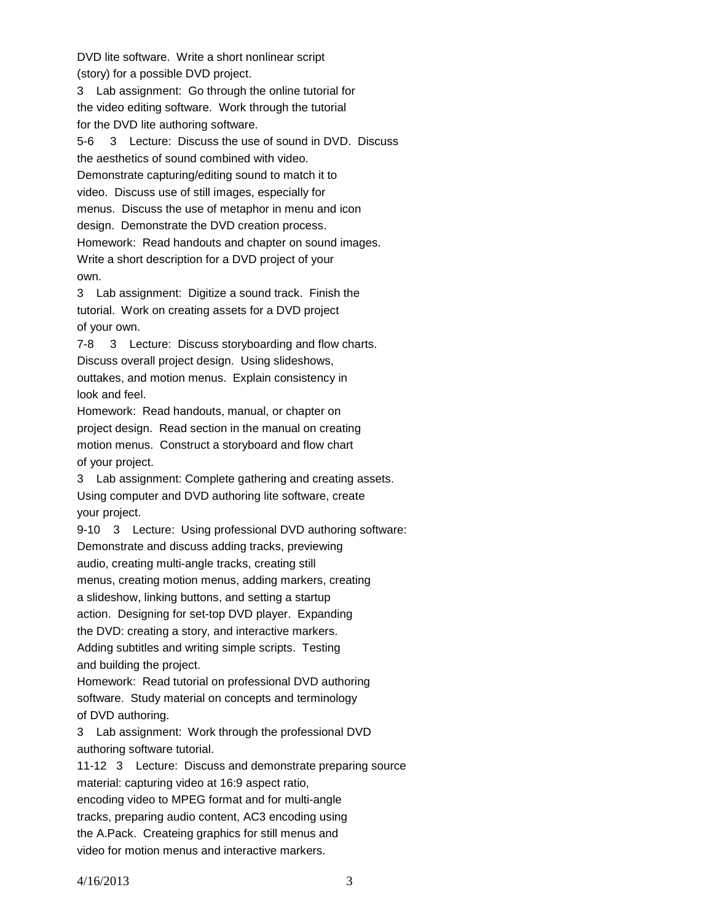DVD lite software. Write a short nonlinear script (story) for a possible DVD project.

3 Lab assignment: Go through the online tutorial for the video editing software. Work through the tutorial for the DVD lite authoring software.

5-6 3 Lecture: Discuss the use of sound in DVD. Discuss the aesthetics of sound combined with video. Demonstrate capturing/editing sound to match it to video. Discuss use of still images, especially for menus. Discuss the use of metaphor in menu and icon design. Demonstrate the DVD creation process.
Homework: Read handouts and chapter on sound images. Write a short description for a DVD project of your own.

3 Lab assignment: Digitize a sound track. Finish the tutorial. Work on creating assets for a DVD project of your own.

7-8 3 Lecture: Discuss storyboarding and flow charts. Discuss overall project design. Using slideshows, outtakes, and motion menus. Explain consistency in look and feel.
Homework: Read handouts, manual, or chapter on project design. Read section in the manual on creating motion menus. Construct a storyboard and flow chart of your project.

3 Lab assignment: Complete gathering and creating assets. Using computer and DVD authoring lite software, create your project.

9-10 3 Lecture: Using professional DVD authoring software: Demonstrate and discuss adding tracks, previewing audio, creating multi-angle tracks, creating still menus, creating motion menus, adding markers, creating a slideshow, linking buttons, and setting a startup action. Designing for set-top DVD player. Expanding the DVD: creating a story, and interactive markers. Adding subtitles and writing simple scripts. Testing and building the project.
Homework: Read tutorial on professional DVD authoring software. Study material on concepts and terminology of DVD authoring.

3 Lab assignment: Work through the professional DVD authoring software tutorial.

11-12 3 Lecture: Discuss and demonstrate preparing source material: capturing video at 16:9 aspect ratio, encoding video to MPEG format and for multi-angle tracks, preparing audio content, AC3 encoding using the A.Pack. Createing graphics for still menus and video for motion menus and interactive markers.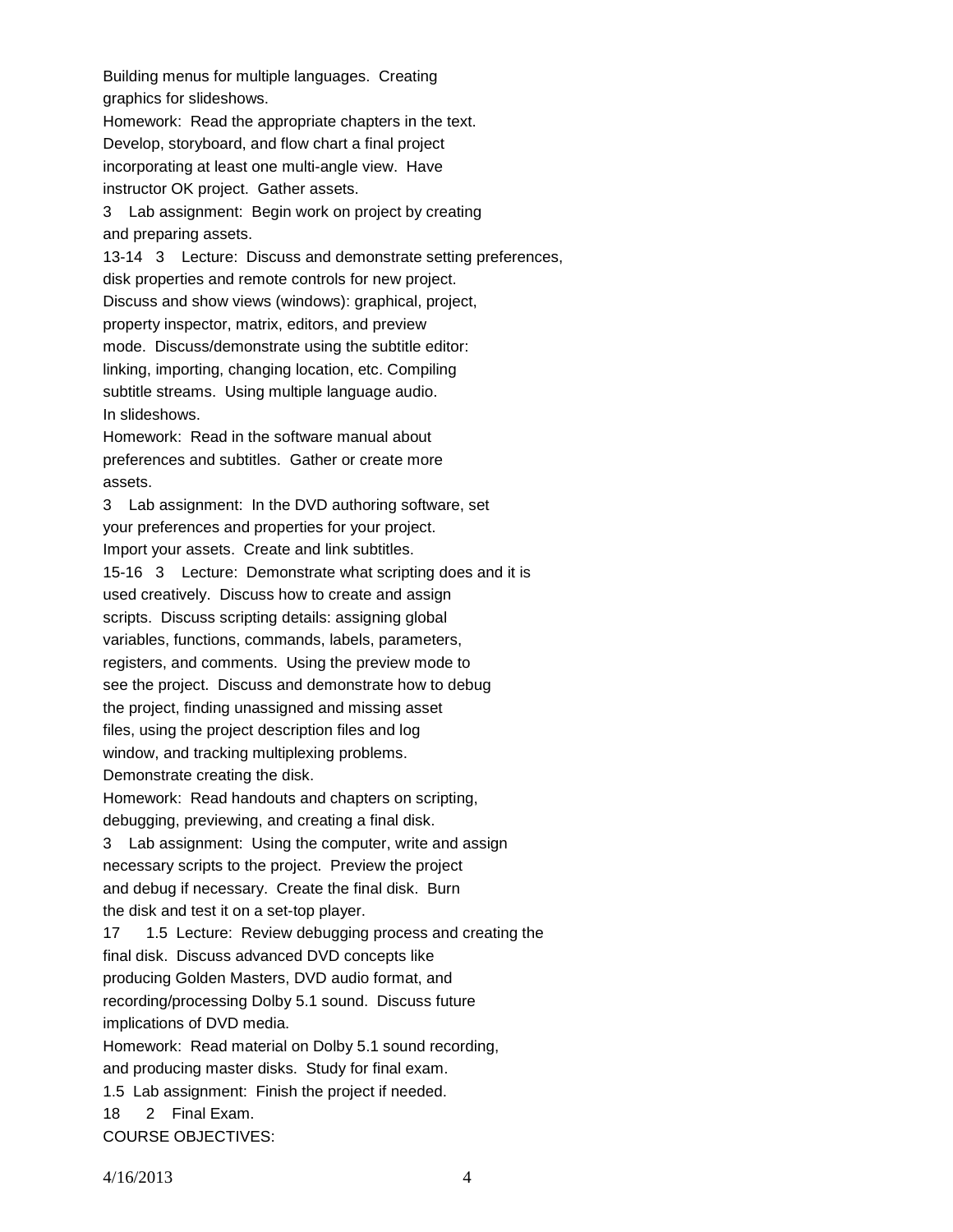Building menus for multiple languages. Creating graphics for slideshows.

Homework: Read the appropriate chapters in the text. Develop, storyboard, and flow chart a final project incorporating at least one multi-angle view. Have instructor OK project. Gather assets.

3 Lab assignment: Begin work on project by creating and preparing assets.

13-14 3 Lecture: Discuss and demonstrate setting preferences, disk properties and remote controls for new project. Discuss and show views (windows): graphical, project, property inspector, matrix, editors, and preview mode. Discuss/demonstrate using the subtitle editor: linking, importing, changing location, etc. Compiling subtitle streams. Using multiple language audio. In slideshows.

Homework: Read in the software manual about preferences and subtitles. Gather or create more assets.

3 Lab assignment: In the DVD authoring software, set your preferences and properties for your project. Import your assets. Create and link subtitles.

15-16 3 Lecture: Demonstrate what scripting does and it is used creatively. Discuss how to create and assign scripts. Discuss scripting details: assigning global variables, functions, commands, labels, parameters, registers, and comments. Using the preview mode to see the project. Discuss and demonstrate how to debug the project, finding unassigned and missing asset files, using the project description files and log window, and tracking multiplexing problems. Demonstrate creating the disk.

Homework: Read handouts and chapters on scripting, debugging, previewing, and creating a final disk.

3 Lab assignment: Using the computer, write and assign necessary scripts to the project. Preview the project and debug if necessary. Create the final disk. Burn the disk and test it on a set-top player.

17 1.5 Lecture: Review debugging process and creating the final disk. Discuss advanced DVD concepts like producing Golden Masters, DVD audio format, and recording/processing Dolby 5.1 sound. Discuss future implications of DVD media.

Homework: Read material on Dolby 5.1 sound recording, and producing master disks. Study for final exam.

1.5 Lab assignment: Finish the project if needed.

18 2 Final Exam.

COURSE OBJECTIVES: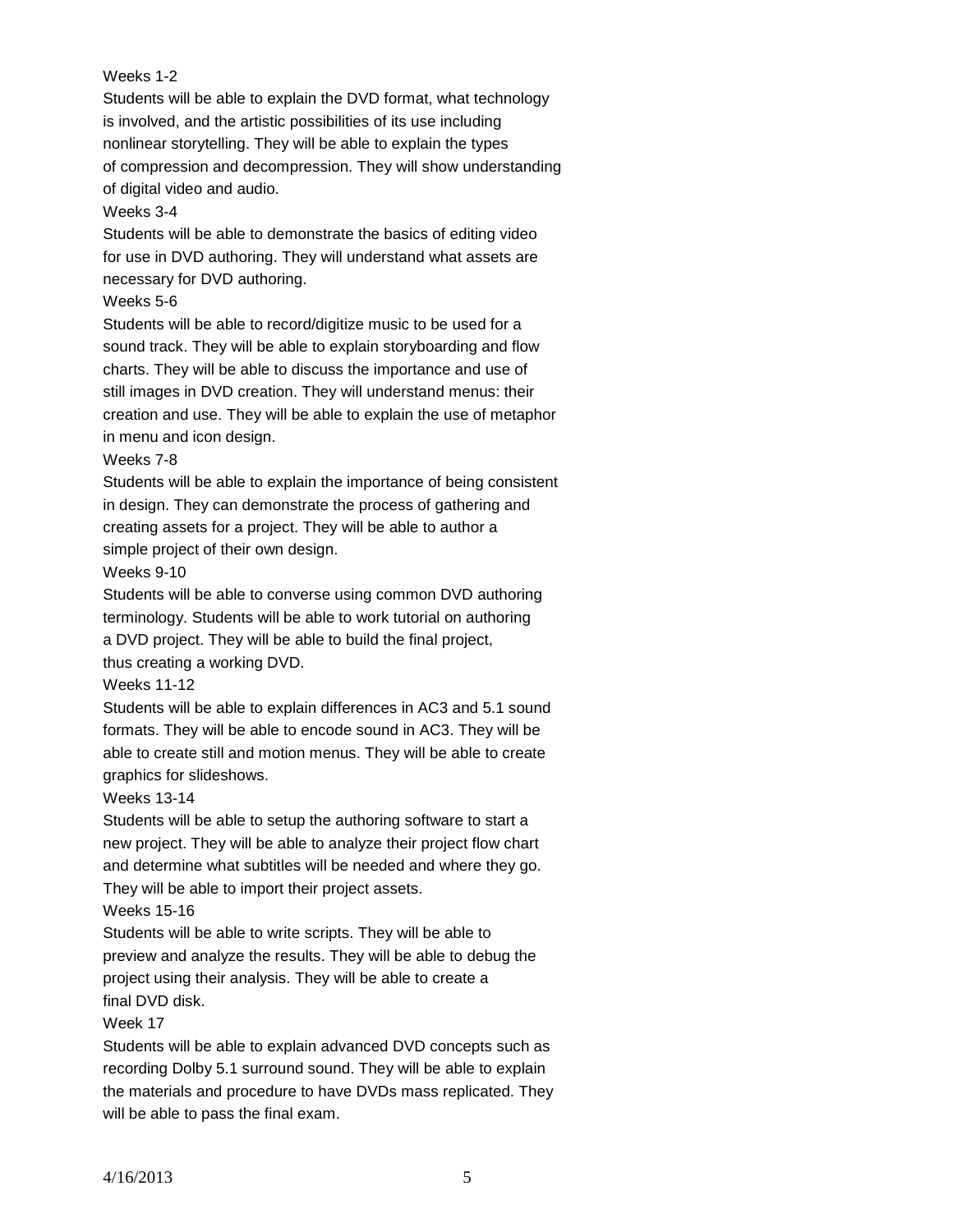Weeks 1-2

Students will be able to explain the DVD format, what technology is involved, and the artistic possibilities of its use including nonlinear storytelling. They will be able to explain the types of compression and decompression. They will show understanding of digital video and audio.

Weeks 3-4

Students will be able to demonstrate the basics of editing video for use in DVD authoring. They will understand what assets are necessary for DVD authoring.

Weeks 5-6

Students will be able to record/digitize music to be used for a sound track. They will be able to explain storyboarding and flow charts. They will be able to discuss the importance and use of still images in DVD creation. They will understand menus: their creation and use. They will be able to explain the use of metaphor in menu and icon design.

Weeks 7-8

Students will be able to explain the importance of being consistent in design. They can demonstrate the process of gathering and creating assets for a project. They will be able to author a simple project of their own design.

Weeks 9-10

Students will be able to converse using common DVD authoring terminology. Students will be able to work tutorial on authoring a DVD project. They will be able to build the final project, thus creating a working DVD.

Weeks 11-12

Students will be able to explain differences in AC3 and 5.1 sound formats. They will be able to encode sound in AC3. They will be able to create still and motion menus. They will be able to create graphics for slideshows.

Weeks 13-14

Students will be able to setup the authoring software to start a new project. They will be able to analyze their project flow chart and determine what subtitles will be needed and where they go. They will be able to import their project assets.

Weeks 15-16

Students will be able to write scripts. They will be able to preview and analyze the results. They will be able to debug the project using their analysis. They will be able to create a final DVD disk.

Week 17

Students will be able to explain advanced DVD concepts such as recording Dolby 5.1 surround sound. They will be able to explain the materials and procedure to have DVDs mass replicated. They will be able to pass the final exam.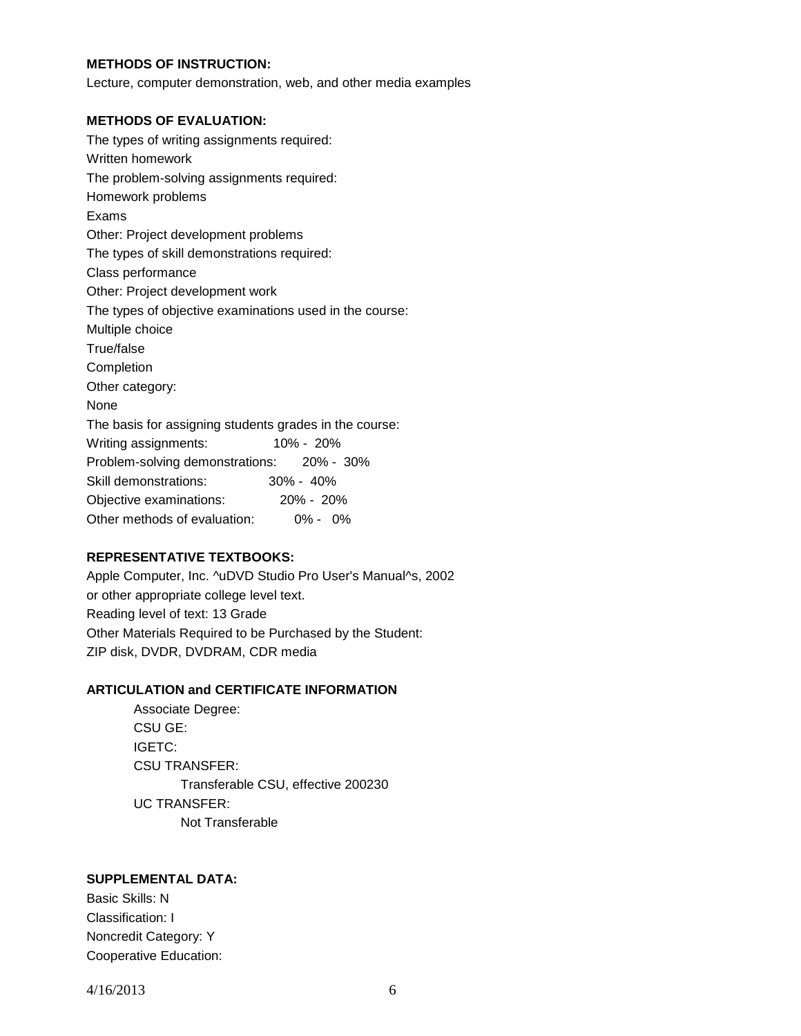**METHODS OF INSTRUCTION:**

Lecture, computer demonstration, web, and other media examples

**METHODS OF EVALUATION:**

The types of writing assignments required:
Written homework
The problem-solving assignments required:
Homework problems
Exams
Other: Project development problems
The types of skill demonstrations required:
Class performance
Other: Project development work
The types of objective examinations used in the course:
Multiple choice
True/false
Completion
Other category:
None
The basis for assigning students grades in the course:
Writing assignments: 10% - 20%
Problem-solving demonstrations: 20% - 30%
Skill demonstrations: 30% - 40%
Objective examinations: 20% - 20%
Other methods of evaluation: 0% - 0%

**REPRESENTATIVE TEXTBOOKS:**

Apple Computer, Inc. ^uDVD Studio Pro User's Manual^s, 2002
or other appropriate college level text.
Reading level of text: 13 Grade
Other Materials Required to be Purchased by the Student:
ZIP disk, DVDR, DVDRAM, CDR media

**ARTICULATION and CERTIFICATE INFORMATION**

Associate Degree:
CSU GE:
IGETC:
CSU TRANSFER:
Transferable CSU, effective 200230
UC TRANSFER:
Not Transferable

**SUPPLEMENTAL DATA:**

Basic Skills: N
Classification: I
Noncredit Category: Y
Cooperative Education: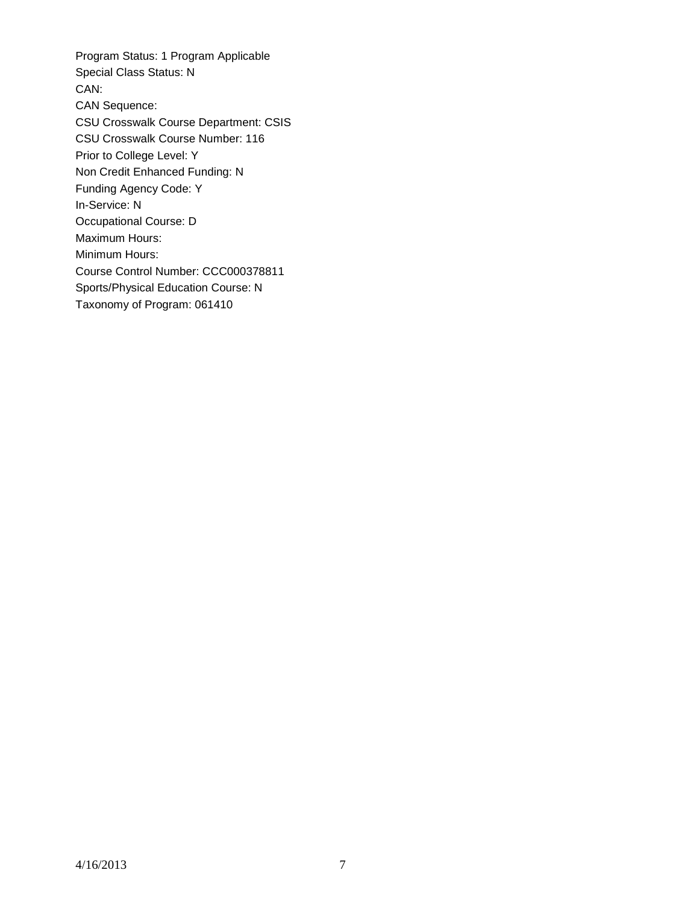Program Status: 1 Program Applicable
Special Class Status: N
CAN:
CAN Sequence:
CSU Crosswalk Course Department: CSIS
CSU Crosswalk Course Number: 116
Prior to College Level: Y
Non Credit Enhanced Funding: N
Funding Agency Code: Y
In-Service: N
Occupational Course: D
Maximum Hours:
Minimum Hours:
Course Control Number: CCC000378811
Sports/Physical Education Course: N
Taxonomy of Program: 061410